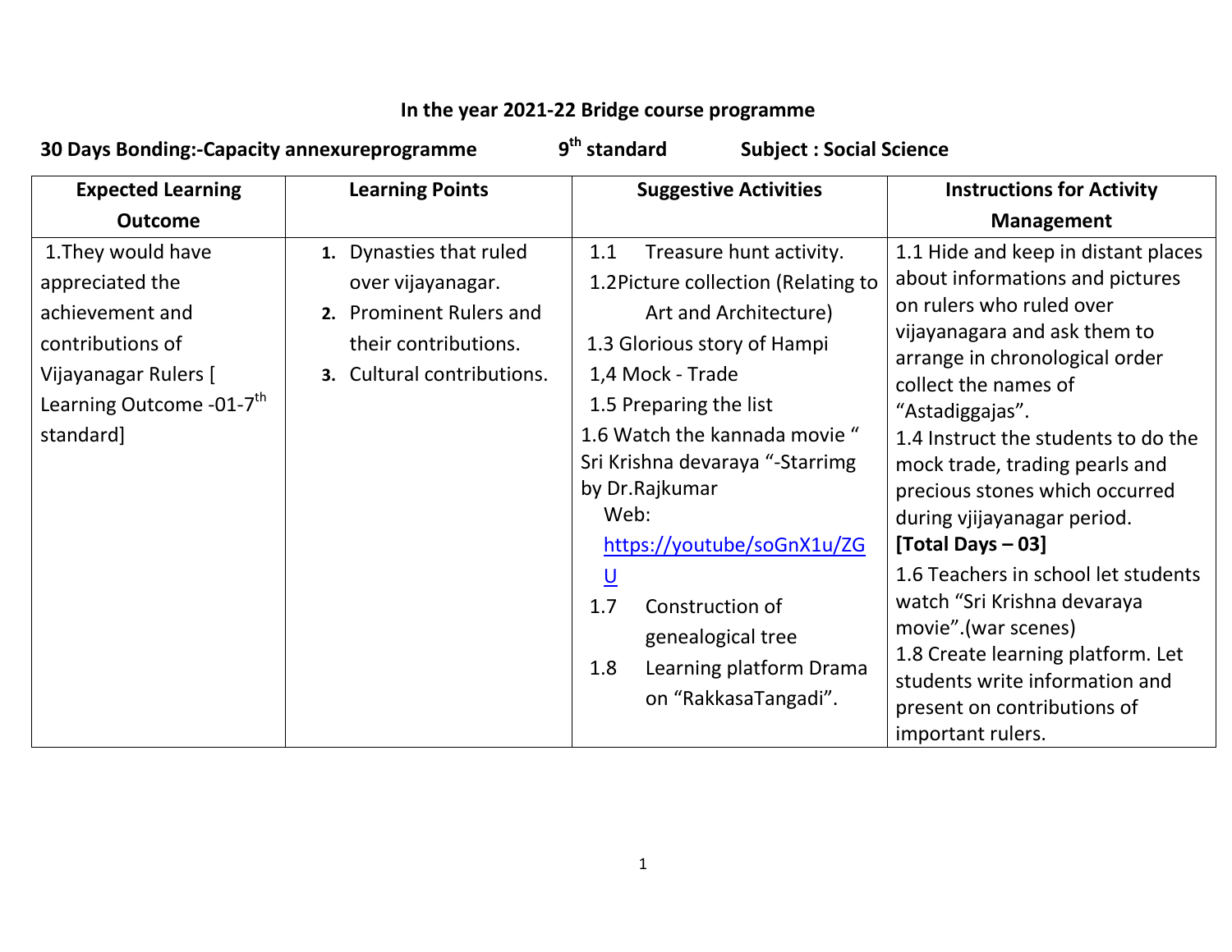**In the year 2021-22 Bridge course programme**

**30 Days Bonding:-Capacity annexureprogramme 9th standard Subject : Social Science**

| Expected Learning Outcome | Learning Points | Suggestive Activities | Instructions for Activity Management |
|---|---|---|---|
| 1.They would have appreciated the achievement and contributions of Vijayanagar Rulers [ Learning Outcome -01-7th standard] | 1. Dynasties that ruled over vijayanagar.<br>2. Prominent Rulers and their contributions.<br>3. Cultural contributions. | 1.1 Treasure hunt activity.<br>1.2Picture collection (Relating to Art and Architecture)<br>1.3 Glorious story of Hampi<br>1,4 Mock - Trade<br>1.5 Preparing the list<br>1.6 Watch the kannada movie " Sri Krishna devaraya "-Starrimg by Dr.Rajkumar<br>Web: https://youtube/soGnX1u/ZGU<br>1.7 Construction of genealogical tree<br>1.8 Learning platform Drama on "RakkasaTangadi". | 1.1 Hide and keep in distant places about informations and pictures on rulers who ruled over vijayanagara and ask them to arrange in chronological order collect the names of "Astadiggajas".<br>1.4 Instruct the students to do the mock trade, trading pearls and precious stones which occurred during vjijayanagar period.<br>**[Total Days – 03]**<br>1.6 Teachers in school let students watch "Sri Krishna devaraya movie".(war scenes)<br>1.8 Create learning platform. Let students write information and present on contributions of important rulers. |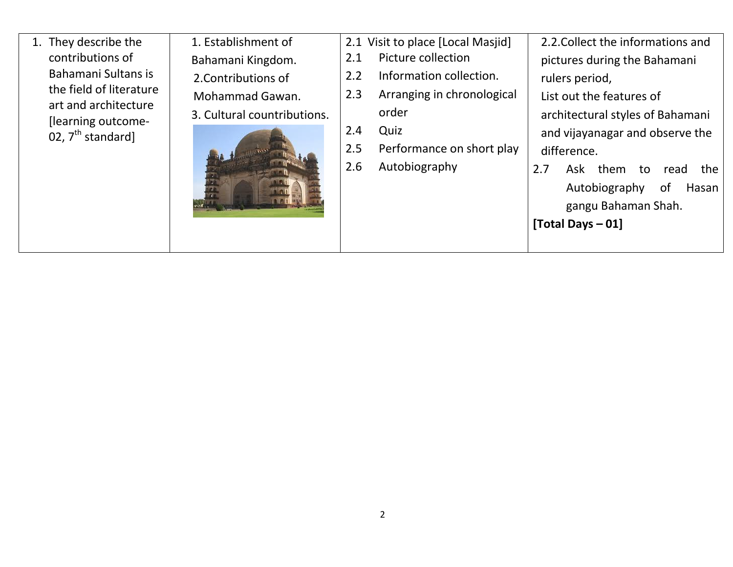| | | | |
|---|---|---|---|
| 1. They describe the contributions of Bahamani Sultans is the field of literature art and architecture [learning outcome-02, 7th standard] | 1. Establishment of Bahamani Kingdom.<br>2.Contributions of Mohammad Gawan.<br>3. Cultural countributions. | 2.1 Visit to place [Local Masjid]<br>2.1 Picture collection<br>2.2 Information collection.<br>2.3 Arranging in chronological order<br>2.4 Quiz<br>2.5 Performance on short play<br>2.6 Autobiography | 2.2.Collect the informations and pictures during the Bahamani rulers period,<br>List out the features of architectural styles of Bahamani and vijayanagar and observe the difference.<br>2.7 Ask them to read the Autobiography of Hasan gangu Bahaman Shah.<br>**[Total Days – 01]** |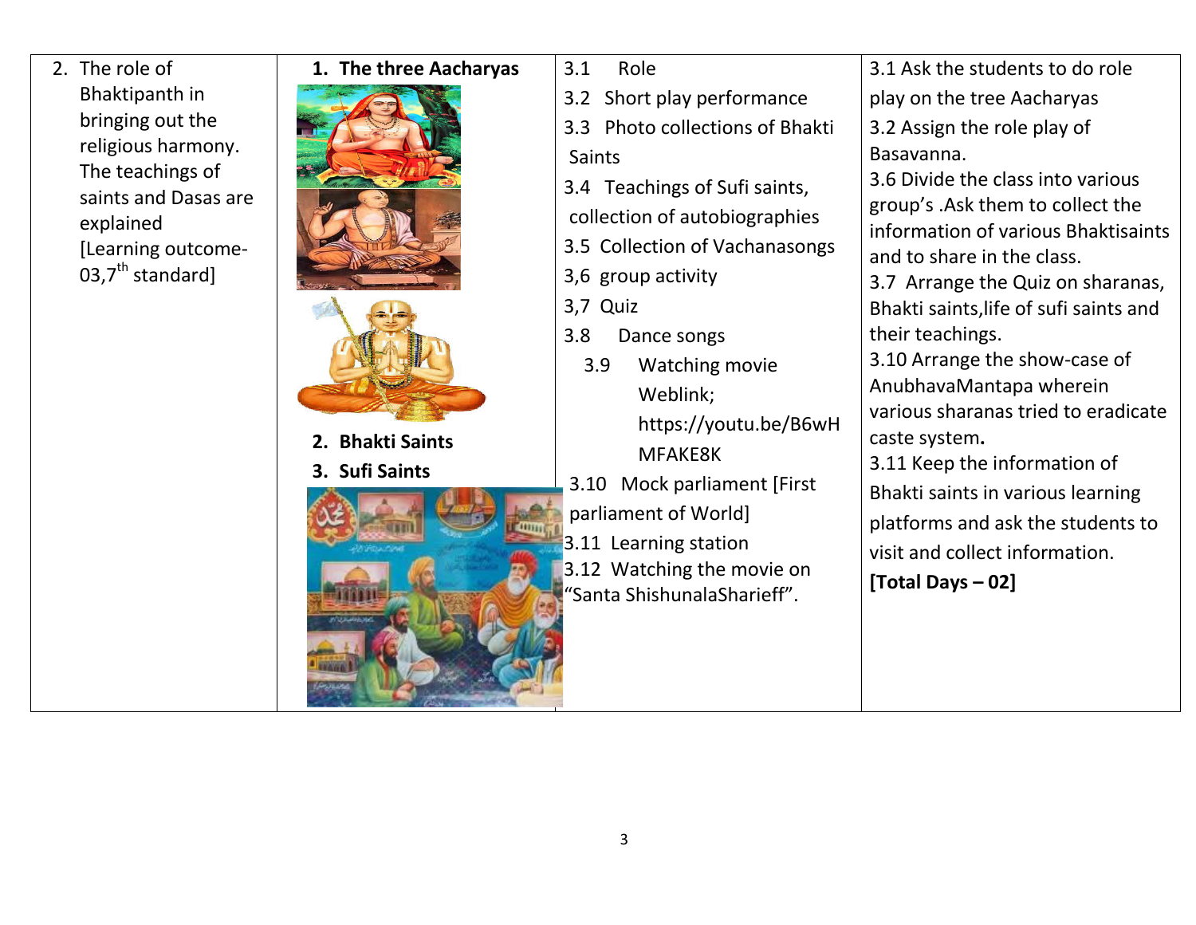| 2. The role of Bhaktipanth in bringing out the religious harmony. The teachings of saints and Dasas are explained [Learning outcome-03,7th standard] | **1. The three Aacharyas**<br><br>**2. Bhakti Saints**<br>**3. Sufi Saints** | 3.1 Role<br>3.2 Short play performance<br>3.3 Photo collections of Bhakti Saints<br>3.4 Teachings of Sufi saints, collection of autobiographies<br>3.5 Collection of Vachanasongs<br>3,6 group activity<br>3,7 Quiz<br>3.8 Dance songs<br>3.9 Watching movie Weblink; https://youtu.be/B6wHMFAKE8K<br>3.10 Mock parliament [First parliament of World]<br>3.11 Learning station<br>3.12 Watching the movie on "Santa ShishunalaSharieff". | 3.1 Ask the students to do role play on the tree Aacharyas<br>3.2 Assign the role play of Basavanna.<br>3.6 Divide the class into various group's .Ask them to collect the information of various Bhaktisaints and to share in the class.<br>3.7 Arrange the Quiz on sharanas, Bhakti saints,life of sufi saints and their teachings.<br>3.10 Arrange the show-case of AnubhavaMantapa wherein various sharanas tried to eradicate caste system**.**<br>3.11 Keep the information of Bhakti saints in various learning platforms and ask the students to visit and collect information.<br>**[Total Days – 02]** |
|---|---|---|---|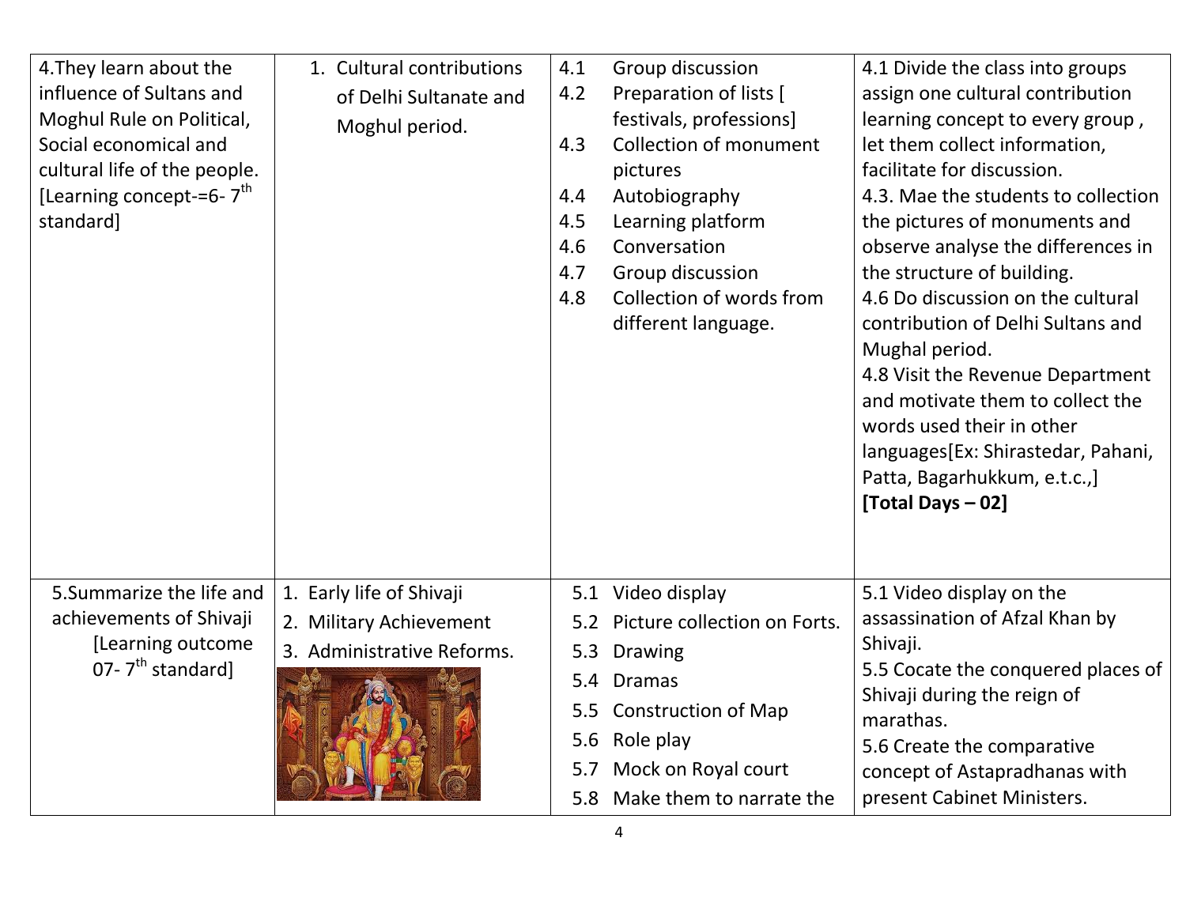| | | | |
|---|---|---|---|
| 4.They learn about the influence of Sultans and Moghul Rule on Political, Social economical and cultural life of the people. [Learning concept-=6- 7th standard] | 1. Cultural contributions of Delhi Sultanate and Moghul period. | 4.1 Group discussion<br>4.2 Preparation of lists [ festivals, professions]<br>4.3 Collection of monument pictures<br>4.4 Autobiography<br>4.5 Learning platform<br>4.6 Conversation<br>4.7 Group discussion<br>4.8 Collection of words from different language. | 4.1 Divide the class into groups assign one cultural contribution learning concept to every group , let them collect information, facilitate for discussion.<br>4.3. Mae the students to collection the pictures of monuments and observe analyse the differences in the structure of building.<br>4.6 Do discussion on the cultural contribution of Delhi Sultans and Mughal period.<br>4.8 Visit the Revenue Department and motivate them to collect the words used their in other languages[Ex: Shirastedar, Pahani, Patta, Bagarhukkum, e.t.c.,]<br>**[Total Days – 02]** |
| 5.Summarize the life and achievements of Shivaji [Learning outcome 07- 7th standard] | 1. Early life of Shivaji<br>2. Military Achievement<br>3. Administrative Reforms. | 5.1 Video display<br>5.2 Picture collection on Forts.<br>5.3 Drawing<br>5.4 Dramas<br>5.5 Construction of Map<br>5.6 Role play<br>5.7 Mock on Royal court<br>5.8 Make them to narrate the | 5.1 Video display on the assassination of Afzal Khan by Shivaji.<br>5.5 Cocate the conquered places of Shivaji during the reign of marathas.<br>5.6 Create the comparative concept of Astapradhanas with present Cabinet Ministers. |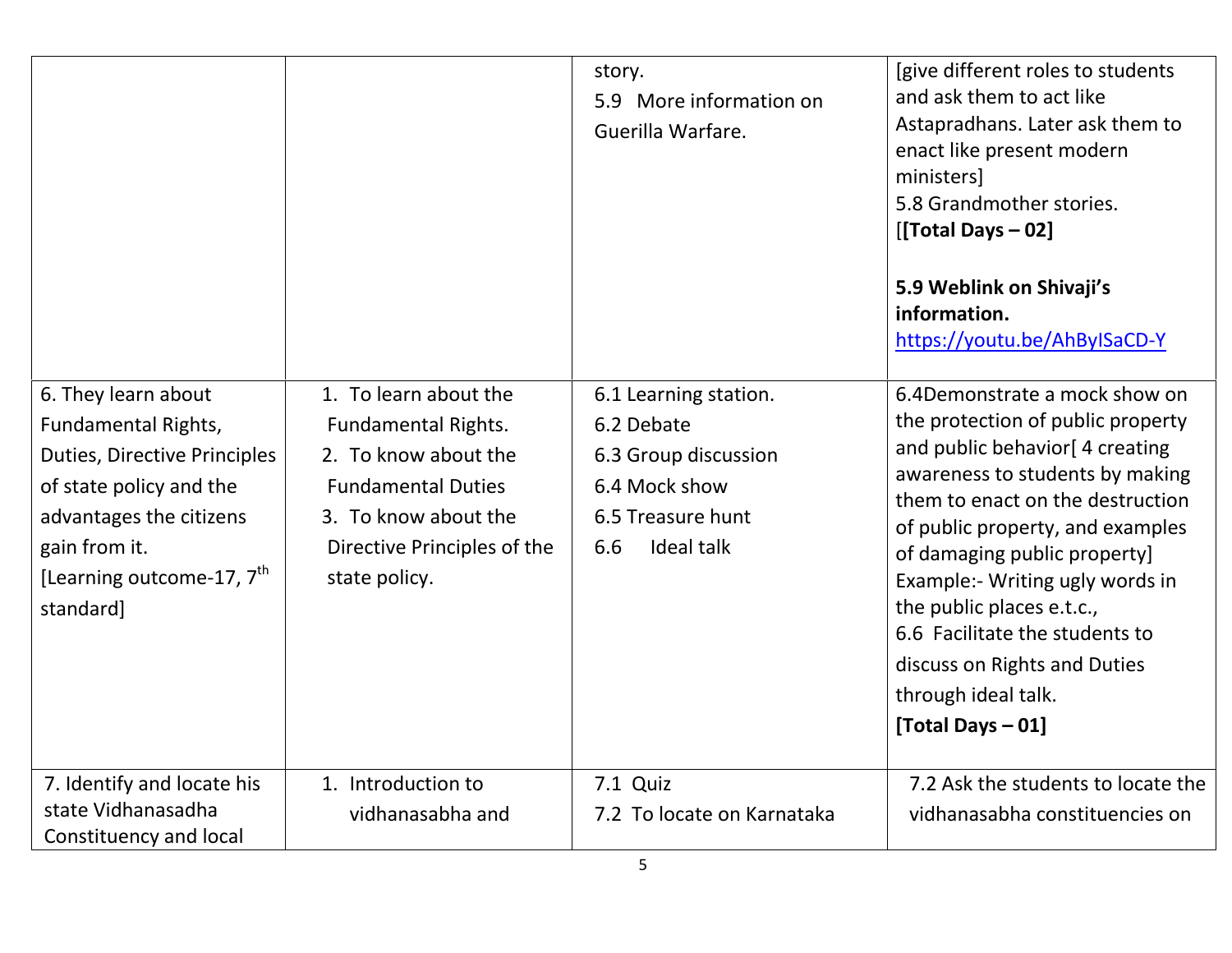| | | | |
|---|---|---|---|
| | | story.<br>5.9 More information on Guerilla Warfare. | [give different roles to students and ask them to act like Astapradhans. Later ask them to enact like present modern ministers]<br>5.8 Grandmother stories.<br>[**[Total Days – 02]**<br><br>**5.9 Weblink on Shivaji's information.**<br>https://youtu.be/AhByISaCD-Y |
| 6. They learn about Fundamental Rights, Duties, Directive Principles of state policy and the advantages the citizens gain from it.<br>[Learning outcome-17, 7th standard] | 1. To learn about the Fundamental Rights.<br>2. To know about the Fundamental Duties<br>3. To know about the Directive Principles of the state policy. | 6.1 Learning station.<br>6.2 Debate<br>6.3 Group discussion<br>6.4 Mock show<br>6.5 Treasure hunt<br>6.6 Ideal talk | 6.4Demonstrate a mock show on the protection of public property and public behavior[ 4 creating awareness to students by making them to enact on the destruction of public property, and examples of damaging public property]<br>Example:- Writing ugly words in the public places e.t.c.,<br>6.6 Facilitate the students to discuss on Rights and Duties through ideal talk.<br>**[Total Days – 01]** |
| 7. Identify and locate his state Vidhanasadha Constituency and local | 1. Introduction to vidhanasabha and | 7.1 Quiz<br>7.2 To locate on Karnataka | 7.2 Ask the students to locate the vidhanasabha constituencies on |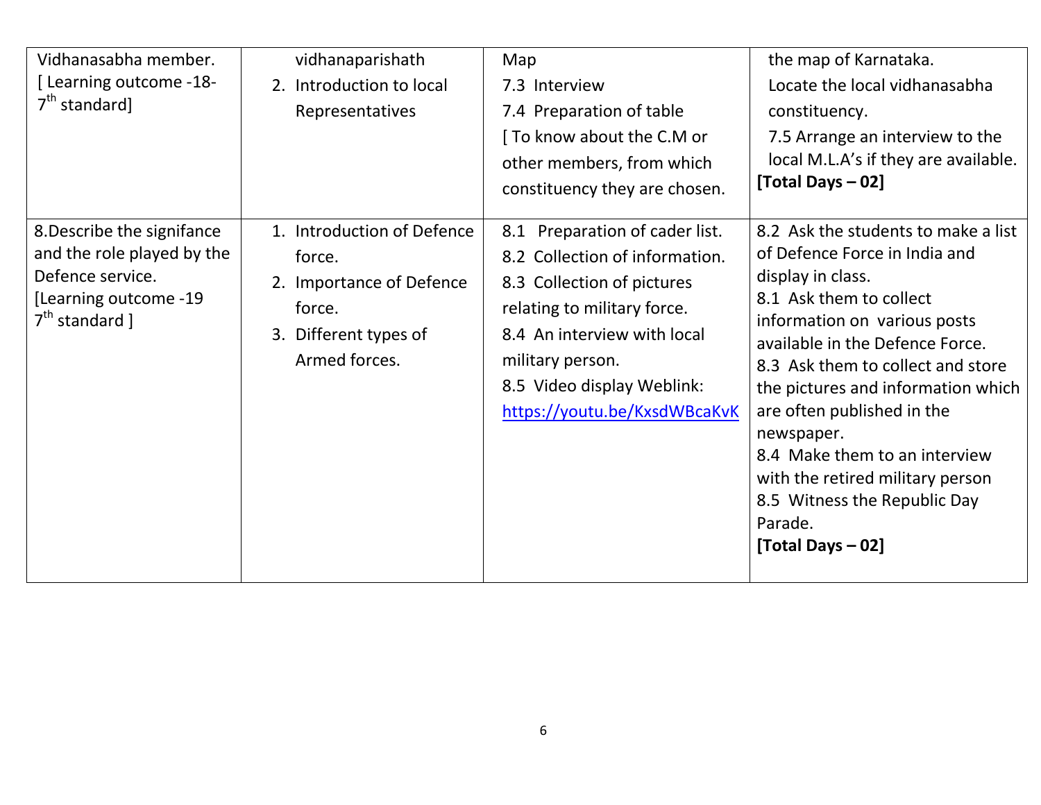| | | | |
|---|---|---|---|
| Vidhanasabha member. [ Learning outcome -18- 7th standard] | vidhanaparishath<br>2. Introduction to local Representatives | Map<br>7.3 Interview<br>7.4 Preparation of table<br>[ To know about the C.M or other members, from which constituency they are chosen. | the map of Karnataka.<br>Locate the local vidhanasabha constituency.<br>7.5 Arrange an interview to the local M.L.A's if they are available.<br>**[Total Days – 02]** |
| 8.Describe the signifance and the role played by the Defence service.<br>[Learning outcome -19 7th standard ] | 1. Introduction of Defence force.<br>2. Importance of Defence force.<br>3. Different types of Armed forces. | 8.1 Preparation of cader list.<br>8.2 Collection of information.<br>8.3 Collection of pictures relating to military force.<br>8.4 An interview with local military person.<br>8.5 Video display Weblink: https://youtu.be/KxsdWBcaKvK | 8.2 Ask the students to make a list of Defence Force in India and display in class.<br>8.1 Ask them to collect information on various posts available in the Defence Force.<br>8.3 Ask them to collect and store the pictures and information which are often published in the newspaper.<br>8.4 Make them to an interview with the retired military person<br>8.5 Witness the Republic Day Parade.<br>**[Total Days – 02]** |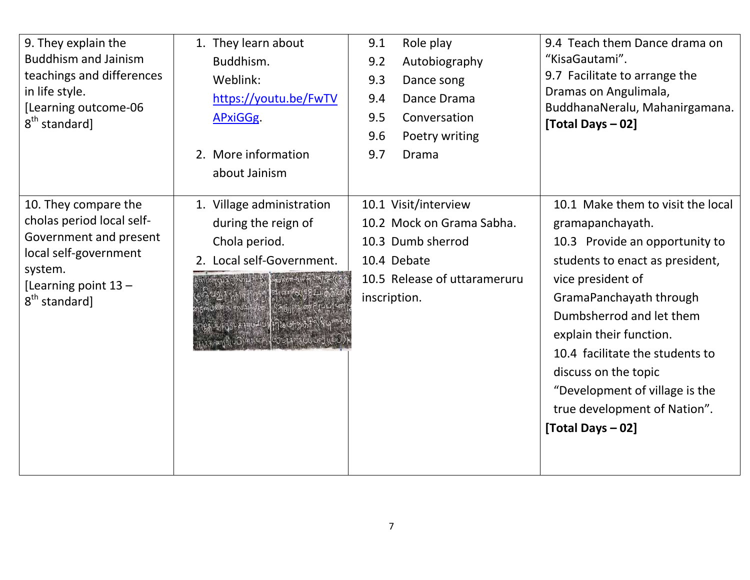| | | | |
|---|---|---|---|
| 9. They explain the Buddhism and Jainism teachings and differences in life style. [Learning outcome-06 8th standard] | 1. They learn about Buddhism. Weblink: https://youtu.be/FwTVAPxiGGg.<br><br>2. More information about Jainism | 9.1 Role play<br>9.2 Autobiography<br>9.3 Dance song<br>9.4 Dance Drama<br>9.5 Conversation<br>9.6 Poetry writing<br>9.7 Drama | 9.4 Teach them Dance drama on "KisaGautami".<br>9.7 Facilitate to arrange the Dramas on Angulimala, BuddhanaNeralu, Mahanirgamana.<br>**[Total Days – 02]** |
| 10. They compare the cholas period local self-Government and present local self-government system. [Learning point 13 – 8th standard] | 1. Village administration during the reign of Chola period.<br>2. Local self-Government. | 10.1 Visit/interview<br>10.2 Mock on Grama Sabha.<br>10.3 Dumb sherrod<br>10.4 Debate<br>10.5 Release of uttarameruru inscription. | 10.1 Make them to visit the local gramapanchayath.<br>10.3 Provide an opportunity to students to enact as president, vice president of GramaPanchayath through Dumbsherrod and let them explain their function.<br>10.4 facilitate the students to discuss on the topic "Development of village is the true development of Nation".<br>**[Total Days – 02]** |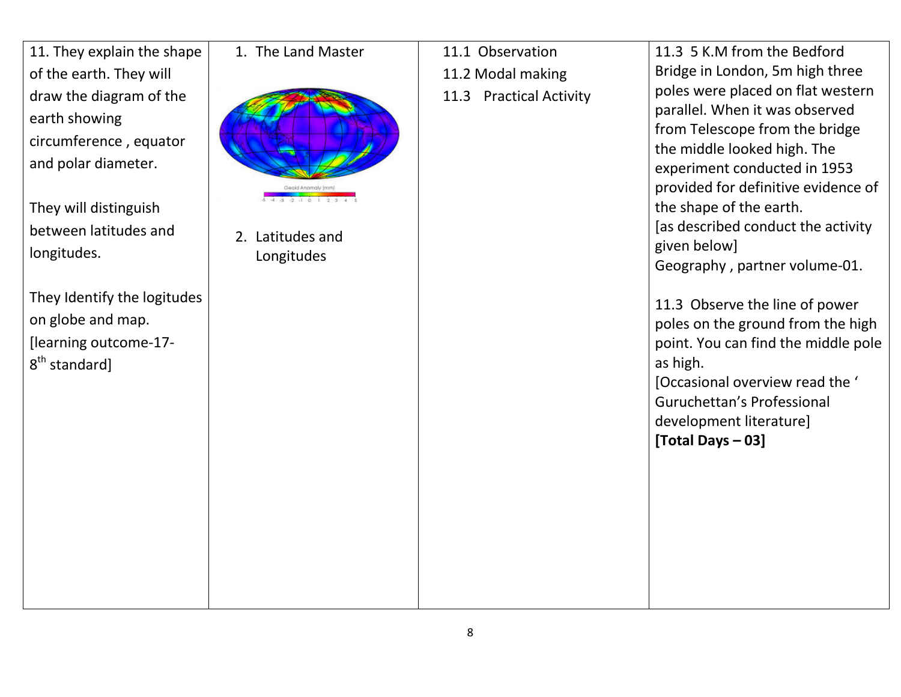| | | | |
|---|---|---|---|
| 11. They explain the shape of the earth. They will draw the diagram of the earth showing circumference , equator and polar diameter.<br><br>They will distinguish between latitudes and longitudes.<br><br>They Identify the logitudes on globe and map. [learning outcome-17- 8th standard] | 1. The Land Master<br><br>2. Latitudes and Longitudes | 11.1 Observation<br>11.2 Modal making<br>11.3 Practical Activity | 11.3 5 K.M from the Bedford Bridge in London, 5m high three poles were placed on flat western parallel. When it was observed from Telescope from the bridge the middle looked high. The experiment conducted in 1953 provided for definitive evidence of the shape of the earth.<br>[as described conduct the activity given below]<br>Geography , partner volume-01.<br><br>11.3 Observe the line of power poles on the ground from the high point. You can find the middle pole as high.<br>[Occasional overview read the ' Guruchettan's Professional development literature]<br>**[Total Days – 03]** |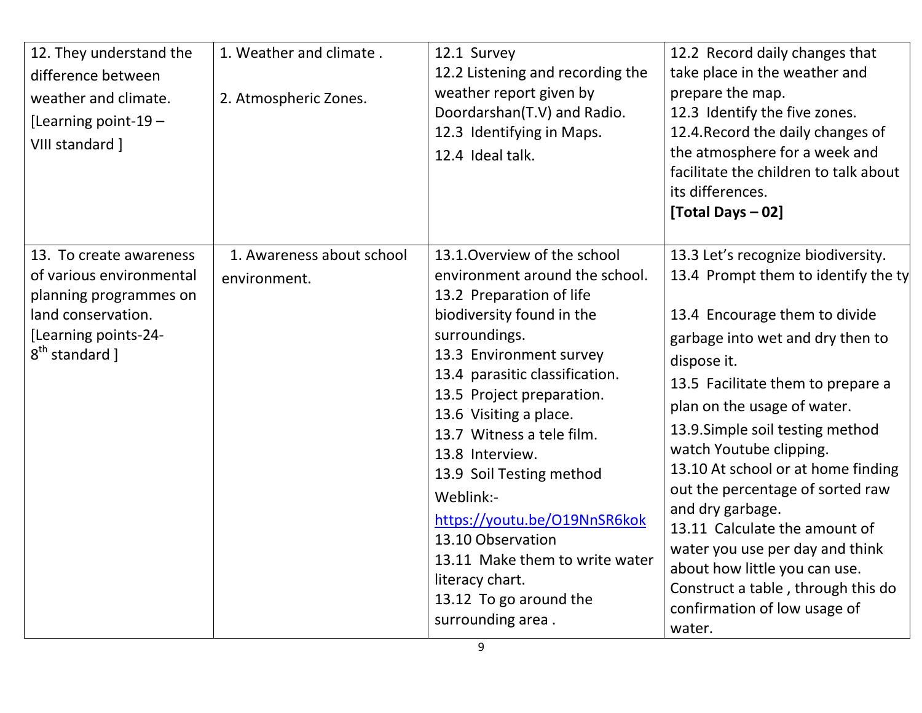| | | | |
|---|---|---|---|
| 12. They understand the difference between weather and climate. [Learning point-19 – VIII standard ] | 1. Weather and climate .<br><br>2. Atmospheric Zones. | 12.1 Survey<br>12.2 Listening and recording the weather report given by Doordarshan(T.V) and Radio.<br>12.3 Identifying in Maps.<br>12.4 Ideal talk. | 12.2 Record daily changes that take place in the weather and prepare the map.<br>12.3 Identify the five zones.<br>12.4.Record the daily changes of the atmosphere for a week and facilitate the children to talk about its differences.<br>**[Total Days – 02]** |
| 13. To create awareness of various environmental planning programmes on land conservation. [Learning points-24- 8th standard ] | 1. Awareness about school environment. | 13.1.Overview of the school environment around the school.<br>13.2 Preparation of life biodiversity found in the surroundings.<br>13.3 Environment survey<br>13.4 parasitic classification.<br>13.5 Project preparation.<br>13.6 Visiting a place.<br>13.7 Witness a tele film.<br>13.8 Interview.<br>13.9 Soil Testing method Weblink:- https://youtu.be/O19NnSR6kok<br>13.10 Observation<br>13.11 Make them to write water literacy chart.<br>13.12 To go around the surrounding area . | 13.3 Let's recognize biodiversity.<br>13.4 Prompt them to identify the ty<br><br>13.4 Encourage them to divide garbage into wet and dry then to dispose it.<br>13.5 Facilitate them to prepare a plan on the usage of water.<br>13.9.Simple soil testing method watch Youtube clipping.<br>13.10 At school or at home finding out the percentage of sorted raw and dry garbage.<br>13.11 Calculate the amount of water you use per day and think about how little you can use. Construct a table , through this do confirmation of low usage of water. |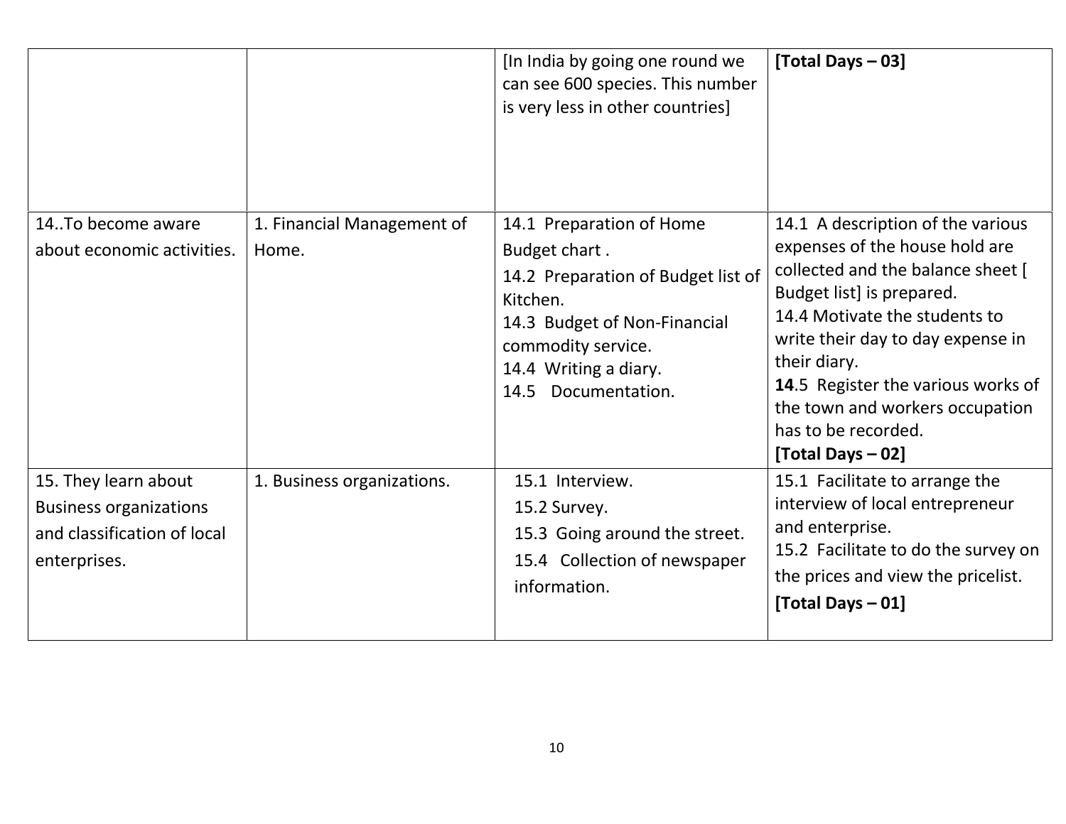| | | | |
|---|---|---|---|
| | | [In India by going one round we can see 600 species. This number is very less in other countries] | **[Total Days – 03]** |
| 14..To become aware about economic activities. | 1. Financial Management of Home. | 14.1 Preparation of Home Budget chart .<br>14.2 Preparation of Budget list of Kitchen.<br>14.3 Budget of Non-Financial commodity service.<br>14.4 Writing a diary.<br>14.5 Documentation. | 14.1 A description of the various expenses of the house hold are collected and the balance sheet [ Budget list] is prepared.<br>14.4 Motivate the students to write their day to day expense in their diary.<br>**14**.5 Register the various works of the town and workers occupation has to be recorded.<br>**[Total Days – 02]** |
| 15. They learn about Business organizations and classification of local enterprises. | 1. Business organizations. | 15.1 Interview.<br>15.2 Survey.<br>15.3 Going around the street.<br>15.4 Collection of newspaper information. | 15.1 Facilitate to arrange the interview of local entrepreneur and enterprise.<br>15.2 Facilitate to do the survey on the prices and view the pricelist.<br>**[Total Days – 01]** |